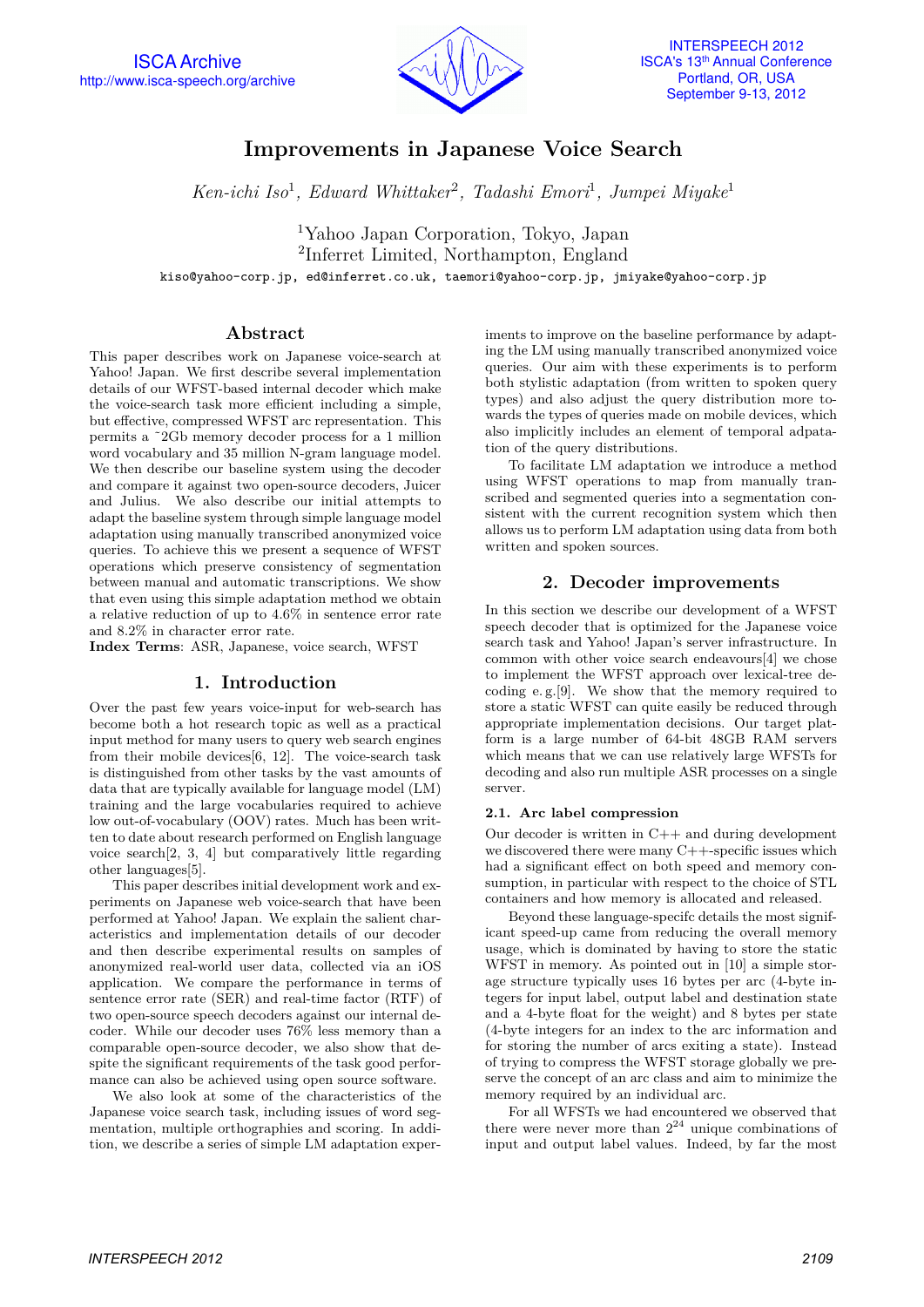# Improvements in Japanese Voice Search

*Ken-ichi Iso*[1], *Edward Whittaker*[2], *Tadashi Emori*[1], *Jumpei Miyake*[1]

[1]Yahoo Japan Corporation, Tokyo, Japan
[2]Inferret Limited, Northampton, England

kiso@yahoo-corp.jp, ed@inferret.co.uk, taemori@yahoo-corp.jp, jmiyake@yahoo-corp.jp

## Abstract

This paper describes work on Japanese voice-search at Yahoo! Japan. We first describe several implementation details of our WFST-based internal decoder which make the voice-search task more efficient including a simple, but effective, compressed WFST arc representation. This permits a ~2Gb memory decoder process for a 1 million word vocabulary and 35 million N-gram language model. We then describe our baseline system using the decoder and compare it against two open-source decoders, Juicer and Julius. We also describe our initial attempts to adapt the baseline system through simple language model adaptation using manually transcribed anonymized voice queries. To achieve this we present a sequence of WFST operations which preserve consistency of segmentation between manual and automatic transcriptions. We show that even using this simple adaptation method we obtain a relative reduction of up to 4.6% in sentence error rate and 8.2% in character error rate.

**Index Terms**: ASR, Japanese, voice search, WFST

## 1. Introduction

Over the past few years voice-input for web-search has become both a hot research topic as well as a practical input method for many users to query web search engines from their mobile devices[6, 12]. The voice-search task is distinguished from other tasks by the vast amounts of data that are typically available for language model (LM) training and the large vocabularies required to achieve low out-of-vocabulary (OOV) rates. Much has been written to date about research performed on English language voice search[2, 3, 4] but comparatively little regarding other languages[5].

This paper describes initial development work and experiments on Japanese web voice-search that have been performed at Yahoo! Japan. We explain the salient characteristics and implementation details of our decoder and then describe experimental results on samples of anonymized real-world user data, collected via an iOS application. We compare the performance in terms of sentence error rate (SER) and real-time factor (RTF) of two open-source speech decoders against our internal decoder. While our decoder uses 76% less memory than a comparable open-source decoder, we also show that despite the significant requirements of the task good performance can also be achieved using open source software.

We also look at some of the characteristics of the Japanese voice search task, including issues of word segmentation, multiple orthographies and scoring. In addition, we describe a series of simple LM adaptation experiments to improve on the baseline performance by adapting the LM using manually transcribed anonymized voice queries. Our aim with these experiments is to perform both stylistic adaptation (from written to spoken query types) and also adjust the query distribution more towards the types of queries made on mobile devices, which also implicitly includes an element of temporal adpatation of the query distributions.

To facilitate LM adaptation we introduce a method using WFST operations to map from manually transcribed and segmented queries into a segmentation consistent with the current recognition system which then allows us to perform LM adaptation using data from both written and spoken sources.

## 2. Decoder improvements

In this section we describe our development of a WFST speech decoder that is optimized for the Japanese voice search task and Yahoo! Japan's server infrastructure. In common with other voice search endeavours[4] we chose to implement the WFST approach over lexical-tree decoding e. g.[9]. We show that the memory required to store a static WFST can quite easily be reduced through appropriate implementation decisions. Our target platform is a large number of 64-bit 48GB RAM servers which means that we can use relatively large WFSTs for decoding and also run multiple ASR processes on a single server.

### 2.1. Arc label compression

Our decoder is written in C++ and during development we discovered there were many C++-specific issues which had a significant effect on both speed and memory consumption, in particular with respect to the choice of STL containers and how memory is allocated and released.

Beyond these language-specifc details the most significant speed-up came from reducing the overall memory usage, which is dominated by having to store the static WFST in memory. As pointed out in [10] a simple storage structure typically uses 16 bytes per arc (4-byte integers for input label, output label and destination state and a 4-byte float for the weight) and 8 bytes per state (4-byte integers for an index to the arc information and for storing the number of arcs exiting a state). Instead of trying to compress the WFST storage globally we preserve the concept of an arc class and aim to minimize the memory required by an individual arc.

For all WFSTs we had encountered we observed that there were never more than $2^{24}$ unique combinations of input and output label values. Indeed, by far the most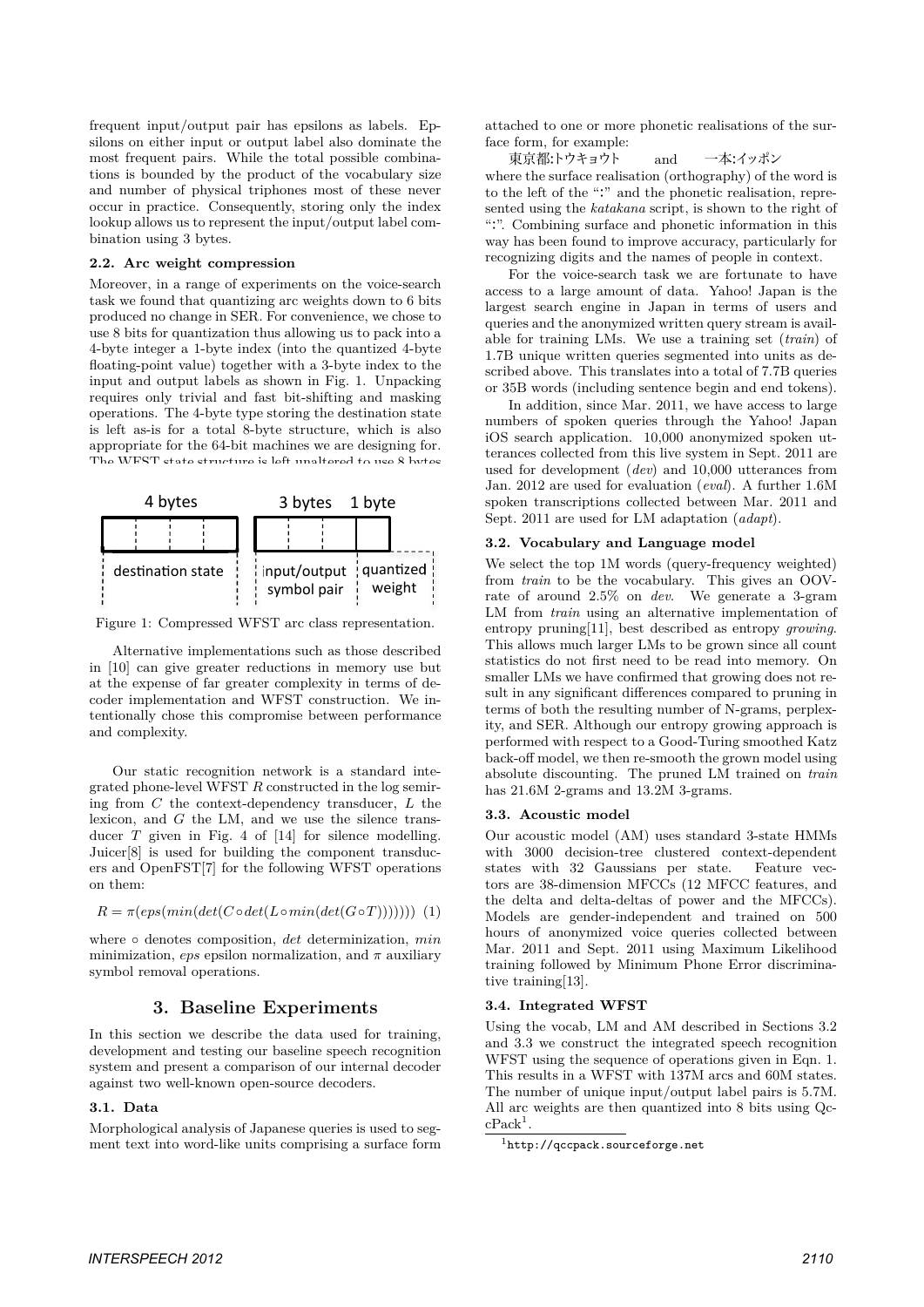frequent input/output pair has epsilons as labels. Epsilons on either input or output label also dominate the most frequent pairs. While the total possible combinations is bounded by the product of the vocabulary size and number of physical triphones most of these never occur in practice. Consequently, storing only the index lookup allows us to represent the input/output label combination using 3 bytes.

### 2.2. Arc weight compression

Moreover, in a range of experiments on the voice-search task we found that quantizing arc weights down to 6 bits produced no change in SER. For convenience, we chose to use 8 bits for quantization thus allowing us to pack into a 4-byte integer a 1-byte index (into the quantized 4-byte floating-point value) together with a 3-byte index to the input and output labels as shown in Fig. 1. Unpacking requires only trivial and fast bit-shifting and masking operations. The 4-byte type storing the destination state is left as-is for a total 8-byte structure, which is also appropriate for the 64-bit machines we are designing for. The WFST state structure is left unaltered to use 8 bytes

Figure 1: Compressed WFST arc class representation.

Alternative implementations such as those described in [10] can give greater reductions in memory use but at the expense of far greater complexity in terms of decoder implementation and WFST construction. We intentionally chose this compromise between performance and complexity.

Our static recognition network is a standard integrated phone-level WFST $R$ constructed in the log semiring from $C$ the context-dependency transducer, $L$ the lexicon, and $G$ the LM, and we use the silence transducer $T$ given in Fig. 4 of [14] for silence modelling. Juicer[8] is used for building the component transducers and OpenFST[7] for the following WFST operations on them:

$$R = \pi(eps(min(det(C \circ det(L \circ min(det(G \circ T))))))) \quad (1)$$

where $\circ$ denotes composition, *det* determinization, *min* minimization, *eps* epsilon normalization, and $\pi$ auxiliary symbol removal operations.

## 3. Baseline Experiments

In this section we describe the data used for training, development and testing our baseline speech recognition system and present a comparison of our internal decoder against two well-known open-source decoders.

### 3.1. Data

Morphological analysis of Japanese queries is used to segment text into word-like units comprising a surface form attached to one or more phonetic realisations of the surface form, for example:

東京都:トウキョウト and 一本:イッポン

where the surface realisation (orthography) of the word is to the left of the ":" and the phonetic realisation, represented using the *katakana* script, is shown to the right of ":". Combining surface and phonetic information in this way has been found to improve accuracy, particularly for recognizing digits and the names of people in context.

For the voice-search task we are fortunate to have access to a large amount of data. Yahoo! Japan is the largest search engine in Japan in terms of users and queries and the anonymized written query stream is available for training LMs. We use a training set (*train*) of 1.7B unique written queries segmented into units as described above. This translates into a total of 7.7B queries or 35B words (including sentence begin and end tokens).

In addition, since Mar. 2011, we have access to large numbers of spoken queries through the Yahoo! Japan iOS search application. 10,000 anonymized spoken utterances collected from this live system in Sept. 2011 are used for development (*dev*) and 10,000 utterances from Jan. 2012 are used for evaluation (*eval*). A further 1.6M spoken transcriptions collected between Mar. 2011 and Sept. 2011 are used for LM adaptation (*adapt*).

### 3.2. Vocabulary and Language model

We select the top 1M words (query-frequency weighted) from *train* to be the vocabulary. This gives an OOV-rate of around 2.5% on *dev*. We generate a 3-gram LM from *train* using an alternative implementation of entropy pruning[11], best described as entropy *growing*. This allows much larger LMs to be grown since all count statistics do not first need to be read into memory. On smaller LMs we have confirmed that growing does not result in any significant differences compared to pruning in terms of both the resulting number of N-grams, perplexity, and SER. Although our entropy growing approach is performed with respect to a Good-Turing smoothed Katz back-off model, we then re-smooth the grown model using absolute discounting. The pruned LM trained on *train* has 21.6M 2-grams and 13.2M 3-grams.

### 3.3. Acoustic model

Our acoustic model (AM) uses standard 3-state HMMs with 3000 decision-tree clustered context-dependent states with 32 Gaussians per state. Feature vectors are 38-dimension MFCCs (12 MFCC features, and the delta and delta-deltas of power and the MFCCs). Models are gender-independent and trained on 500 hours of anonymized voice queries collected between Mar. 2011 and Sept. 2011 using Maximum Likelihood training followed by Minimum Phone Error discriminative training[13].

### 3.4. Integrated WFST

Using the vocab, LM and AM described in Sections 3.2 and 3.3 we construct the integrated speech recognition WFST using the sequence of operations given in Eqn. 1. This results in a WFST with 137M arcs and 60M states. The number of unique input/output label pairs is 5.7M. All arc weights are then quantized into 8 bits using QccPack[1].

[1] http://qccpack.sourceforge.net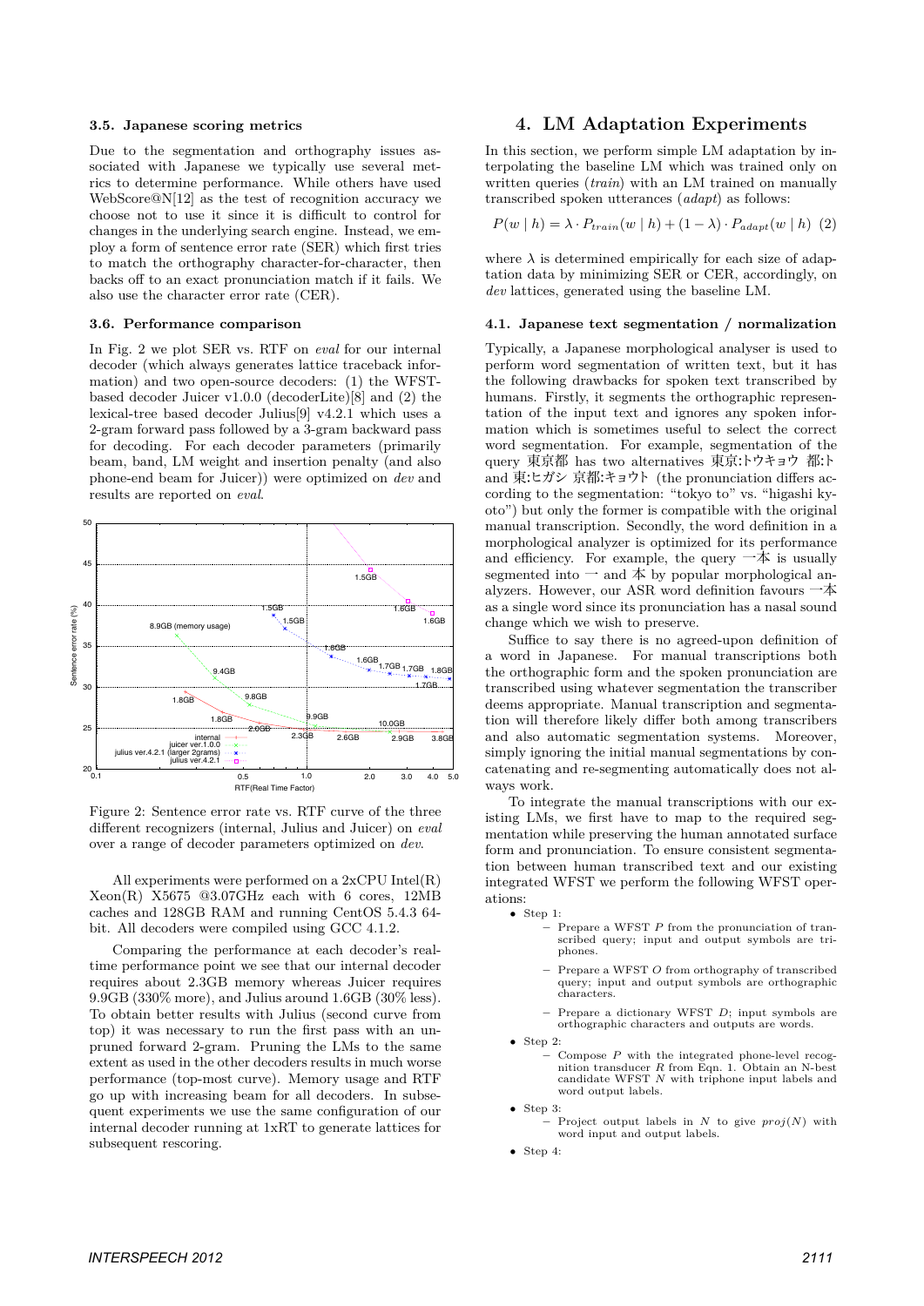### 3.5. Japanese scoring metrics

Due to the segmentation and orthography issues associated with Japanese we typically use several metrics to determine performance. While others have used WebScore@N[12] as the test of recognition accuracy we choose not to use it since it is difficult to control for changes in the underlying search engine. Instead, we employ a form of sentence error rate (SER) which first tries to match the orthography character-for-character, then backs off to an exact pronunciation match if it fails. We also use the character error rate (CER).

### 3.6. Performance comparison

In Fig. 2 we plot SER vs. RTF on *eval* for our internal decoder (which always generates lattice traceback information) and two open-source decoders: (1) the WFST-based decoder Juicer v1.0.0 (decoderLite)[8] and (2) the lexical-tree based decoder Julius[9] v4.2.1 which uses a 2-gram forward pass followed by a 3-gram backward pass for decoding. For each decoder parameters (primarily beam, band, LM weight and insertion penalty (and also phone-end beam for Juicer)) were optimized on *dev* and results are reported on *eval*.

Figure 2: Sentence error rate vs. RTF curve of the three different recognizers (internal, Julius and Juicer) on *eval* over a range of decoder parameters optimized on *dev*.

All experiments were performed on a 2xCPU Intel(R) Xeon(R) X5675 @3.07GHz each with 6 cores, 12MB caches and 128GB RAM and running CentOS 5.4.3 64-bit. All decoders were compiled using GCC 4.1.2.

Comparing the performance at each decoder's real-time performance point we see that our internal decoder requires about 2.3GB memory whereas Juicer requires 9.9GB (330% more), and Julius around 1.6GB (30% less). To obtain better results with Julius (second curve from top) it was necessary to run the first pass with an unpruned forward 2-gram. Pruning the LMs to the same extent as used in the other decoders results in much worse performance (top-most curve). Memory usage and RTF go up with increasing beam for all decoders. In subsequent experiments we use the same configuration of our internal decoder running at 1xRT to generate lattices for subsequent rescoring.

## 4. LM Adaptation Experiments

In this section, we perform simple LM adaptation by interpolating the baseline LM which was trained only on written queries (*train*) with an LM trained on manually transcribed spoken utterances (*adapt*) as follows:

$$P(w \mid h) = \lambda \cdot P_{train}(w \mid h) + (1 - \lambda) \cdot P_{adapt}(w \mid h) \quad (2)$$

where $\lambda$ is determined empirically for each size of adaptation data by minimizing SER or CER, accordingly, on *dev* lattices, generated using the baseline LM.

### 4.1. Japanese text segmentation / normalization

Typically, a Japanese morphological analyser is used to perform word segmentation of written text, but it has the following drawbacks for spoken text transcribed by humans. Firstly, it segments the orthographic representation of the input text and ignores any spoken information which is sometimes useful to select the correct word segmentation. For example, segmentation of the query 東京都 has two alternatives 東京:トウキョウ 都:ト and 東:ヒガシ 京都:キョウト (the pronunciation differs according to the segmentation: "tokyo to" vs. "higashi kyoto") but only the former is compatible with the original manual transcription. Secondly, the word definition in a morphological analyzer is optimized for its performance and efficiency. For example, the query 一本 is usually segmented into 一 and 本 by popular morphological analyzers. However, our ASR word definition favours 一本 as a single word since its pronunciation has a nasal sound change which we wish to preserve.

Suffice to say there is no agreed-upon definition of a word in Japanese. For manual transcriptions both the orthographic form and the spoken pronunciation are transcribed using whatever segmentation the transcriber deems appropriate. Manual transcription and segmentation will therefore likely differ both among transcribers and also automatic segmentation systems. Moreover, simply ignoring the initial manual segmentations by concatenating and re-segmenting automatically does not always work.

To integrate the manual transcriptions with our existing LMs, we first have to map to the required segmentation while preserving the human annotated surface form and pronunciation. To ensure consistent segmentation between human transcribed text and our existing integrated WFST we perform the following WFST operations:

- Step 1:
  - Prepare a WFST $P$ from the pronunciation of transcribed query; input and output symbols are triphones.
  - Prepare a WFST $O$ from orthography of transcribed query; input and output symbols are orthographic characters.
  - Prepare a dictionary WFST $D$; input symbols are orthographic characters and outputs are words.
- Step 2:
  - Compose $P$ with the integrated phone-level recognition transducer $R$ from Eqn. 1. Obtain an N-best candidate WFST $N$ with triphone input labels and word output labels.
- Step 3:
  - Project output labels in $N$ to give $proj(N)$ with word input and output labels.
- Step 4: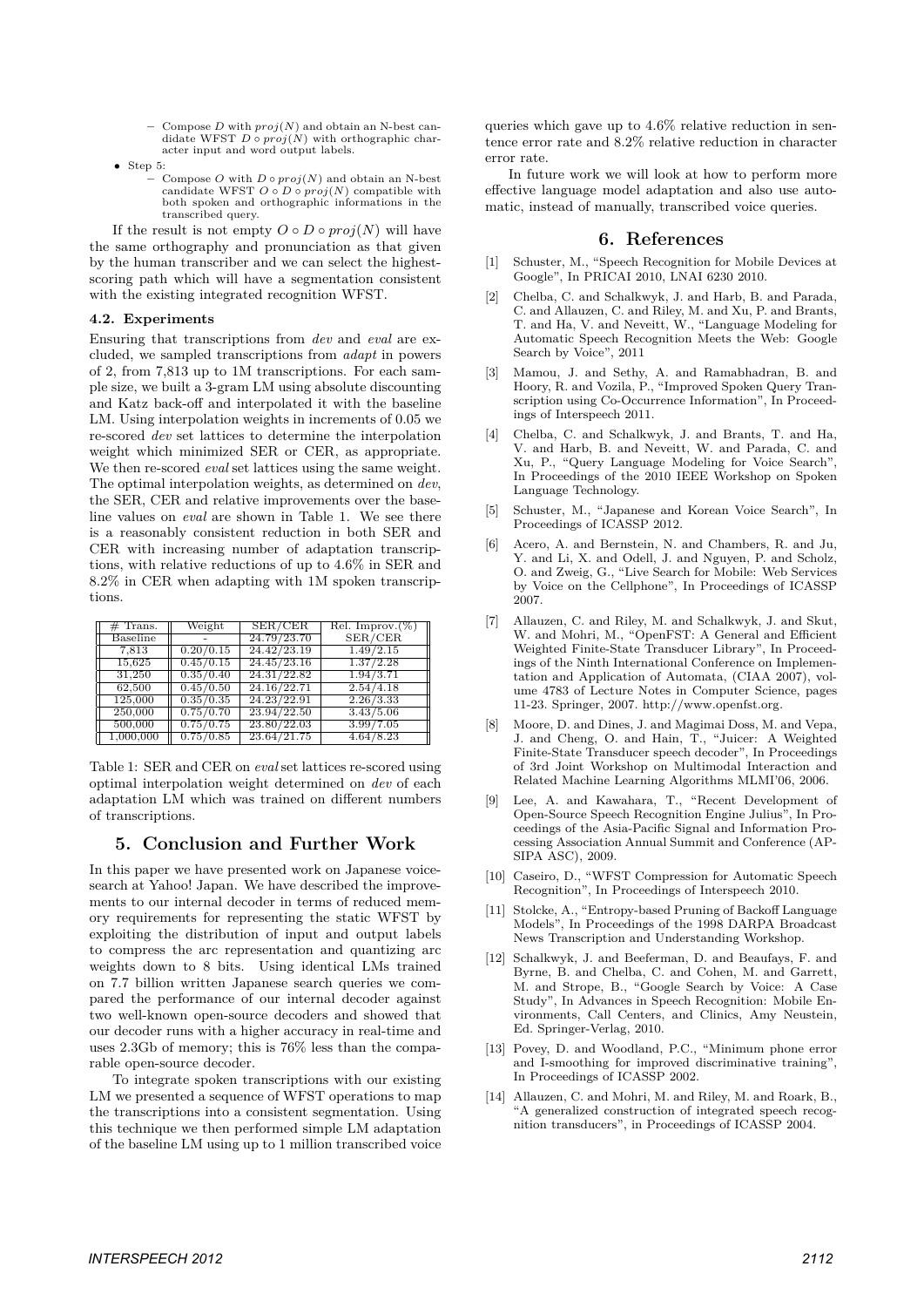- Compose $D$ with $proj(N)$ and obtain an N-best candidate WFST $D \circ proj(N)$ with orthographic character input and word output labels.

- Step 5:
  - Compose $O$ with $D \circ proj(N)$ and obtain an N-best candidate WFST $O \circ D \circ proj(N)$ compatible with both spoken and orthographic informations in the transcribed query.

If the result is not empty $O \circ D \circ proj(N)$ will have the same orthography and pronunciation as that given by the human transcriber and we can select the highest-scoring path which will have a segmentation consistent with the existing integrated recognition WFST.

### 4.2. Experiments

Ensuring that transcriptions from *dev* and *eval* are excluded, we sampled transcriptions from *adapt* in powers of 2, from 7,813 up to 1M transcriptions. For each sample size, we built a 3-gram LM using absolute discounting and Katz back-off and interpolated it with the baseline LM. Using interpolation weights in increments of 0.05 we re-scored *dev* set lattices to determine the interpolation weight which minimized SER or CER, as appropriate. We then re-scored *eval* set lattices using the same weight. The optimal interpolation weights, as determined on *dev*, the SER, CER and relative improvements over the baseline values on *eval* are shown in Table 1. We see there is a reasonably consistent reduction in both SER and CER with increasing number of adaptation transcriptions, with relative reductions of up to 4.6% in SER and 8.2% in CER when adapting with 1M spoken transcriptions.

| # Trans. | Weight | SER/CER | Rel. Improv.(%) |
|---|---|---|---|
| Baseline | - | 24.79/23.70 | SER/CER |
| 7,813 | 0.20/0.15 | 24.42/23.19 | 1.49/2.15 |
| 15,625 | 0.45/0.15 | 24.45/23.16 | 1.37/2.28 |
| 31,250 | 0.35/0.40 | 24.31/22.82 | 1.94/3.71 |
| 62,500 | 0.45/0.50 | 24.16/22.71 | 2.54/4.18 |
| 125,000 | 0.35/0.35 | 24.23/22.91 | 2.26/3.33 |
| 250,000 | 0.75/0.70 | 23.94/22.50 | 3.43/5.06 |
| 500,000 | 0.75/0.75 | 23.80/22.03 | 3.99/7.05 |
| 1,000,000 | 0.75/0.85 | 23.64/21.75 | 4.64/8.23 |

Table 1: SER and CER on *eval* set lattices re-scored using optimal interpolation weight determined on *dev* of each adaptation LM which was trained on different numbers of transcriptions.

## 5. Conclusion and Further Work

In this paper we have presented work on Japanese voice-search at Yahoo! Japan. We have described the improvements to our internal decoder in terms of reduced memory requirements for representing the static WFST by exploiting the distribution of input and output labels to compress the arc representation and quantizing arc weights down to 8 bits. Using identical LMs trained on 7.7 billion written Japanese search queries we compared the performance of our internal decoder against two well-known open-source decoders and showed that our decoder runs with a higher accuracy in real-time and uses 2.3Gb of memory; this is 76% less than the comparable open-source decoder.

To integrate spoken transcriptions with our existing LM we presented a sequence of WFST operations to map the transcriptions into a consistent segmentation. Using this technique we then performed simple LM adaptation of the baseline LM using up to 1 million transcribed voice queries which gave up to 4.6% relative reduction in sentence error rate and 8.2% relative reduction in character error rate.

In future work we will look at how to perform more effective language model adaptation and also use automatic, instead of manually, transcribed voice queries.

## 6. References

[1] Schuster, M., "Speech Recognition for Mobile Devices at Google", In PRICAI 2010, LNAI 6230 2010.

[2] Chelba, C. and Schalkwyk, J. and Harb, B. and Parada, C. and Allauzen, C. and Riley, M. and Xu, P. and Brants, T. and Ha, V. and Neveitt, W., "Language Modeling for Automatic Speech Recognition Meets the Web: Google Search by Voice", 2011

[3] Mamou, J. and Sethy, A. and Ramabhadran, B. and Hoory, R. and Vozila, P., "Improved Spoken Query Transcription using Co-Occurrence Information", In Proceedings of Interspeech 2011.

[4] Chelba, C. and Schalkwyk, J. and Brants, T. and Ha, V. and Harb, B. and Neveitt, W. and Parada, C. and Xu, P., "Query Language Modeling for Voice Search", In Proceedings of the 2010 IEEE Workshop on Spoken Language Technology.

[5] Schuster, M., "Japanese and Korean Voice Search", In Proceedings of ICASSP 2012.

[6] Acero, A. and Bernstein, N. and Chambers, R. and Ju, Y. and Li, X. and Odell, J. and Nguyen, P. and Scholz, O. and Zweig, G., "Live Search for Mobile: Web Services by Voice on the Cellphone", In Proceedings of ICASSP 2007.

[7] Allauzen, C. and Riley, M. and Schalkwyk, J. and Skut, W. and Mohri, M., "OpenFST: A General and Efficient Weighted Finite-State Transducer Library", In Proceedings of the Ninth International Conference on Implementation and Application of Automata, (CIAA 2007), volume 4783 of Lecture Notes in Computer Science, pages 11-23. Springer, 2007. http://www.openfst.org.

[8] Moore, D. and Dines, J. and Magimai Doss, M. and Vepa, J. and Cheng, O. and Hain, T., "Juicer: A Weighted Finite-State Transducer speech decoder", In Proceedings of 3rd Joint Workshop on Multimodal Interaction and Related Machine Learning Algorithms MLMI'06, 2006.

[9] Lee, A. and Kawahara, T., "Recent Development of Open-Source Speech Recognition Engine Julius", In Proceedings of the Asia-Pacific Signal and Information Processing Association Annual Summit and Conference (APSIPA ASC), 2009.

[10] Caseiro, D., "WFST Compression for Automatic Speech Recognition", In Proceedings of Interspeech 2010.

[11] Stolcke, A., "Entropy-based Pruning of Backoff Language Models", In Proceedings of the 1998 DARPA Broadcast News Transcription and Understanding Workshop.

[12] Schalkwyk, J. and Beeferman, D. and Beaufays, F. and Byrne, B. and Chelba, C. and Cohen, M. and Garrett, M. and Strope, B., "Google Search by Voice: A Case Study", In Advances in Speech Recognition: Mobile Environments, Call Centers, and Clinics, Amy Neustein, Ed. Springer-Verlag, 2010.

[13] Povey, D. and Woodland, P.C., "Minimum phone error and I-smoothing for improved discriminative training", In Proceedings of ICASSP 2002.

[14] Allauzen, C. and Mohri, M. and Riley, M. and Roark, B., "A generalized construction of integrated speech recognition transducers", in Proceedings of ICASSP 2004.